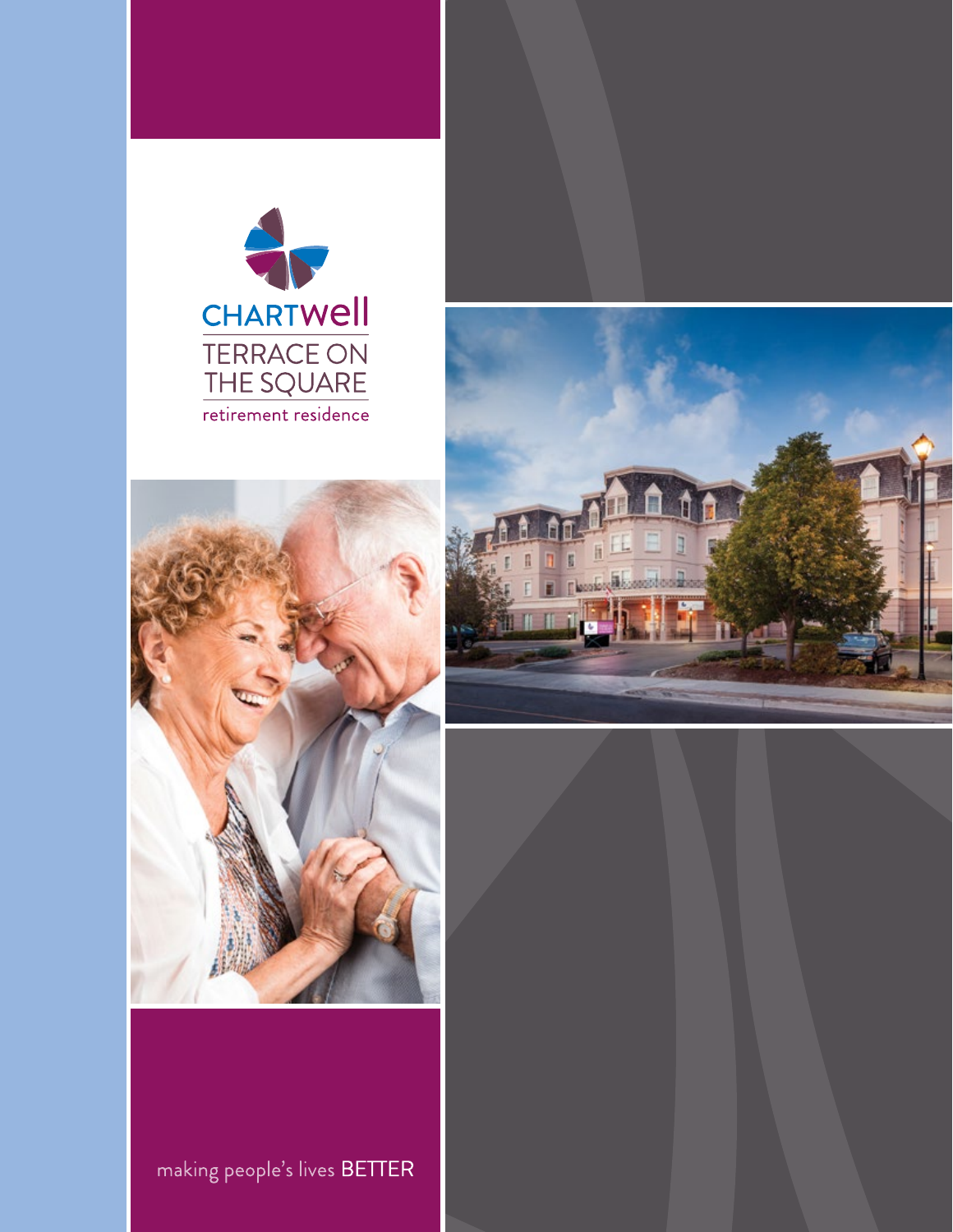CHARTWell

# TERRACE ON THE SQUARE

retirement residence

making people's lives BETTER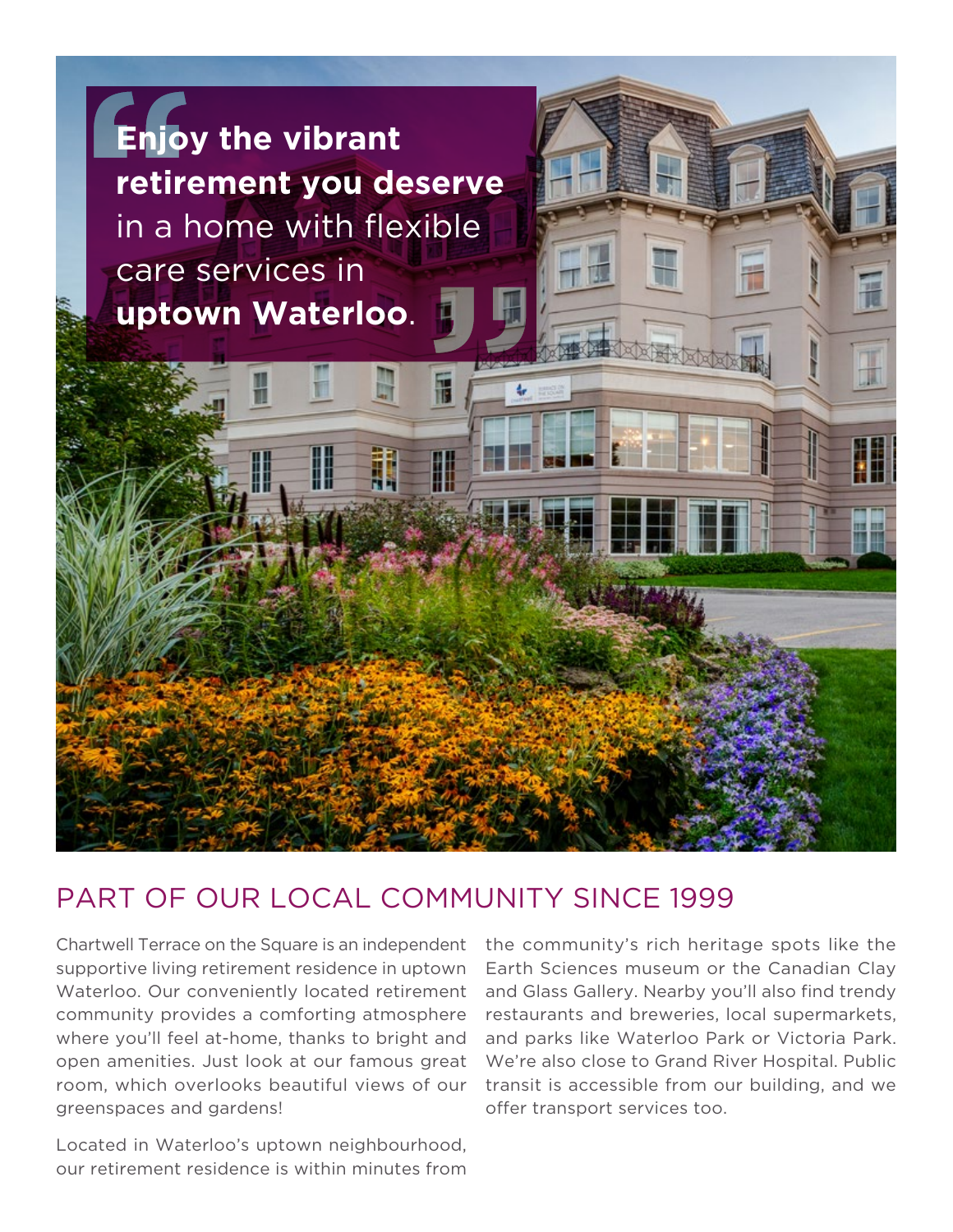> **Enjoy the vibrant retirement you deserve** in a home with flexible care services in **uptown Waterloo**.

## PART OF OUR LOCAL COMMUNITY SINCE 1999

Chartwell Terrace on the Square is an independent supportive living retirement residence in uptown Waterloo. Our conveniently located retirement community provides a comforting atmosphere where you'll feel at-home, thanks to bright and open amenities. Just look at our famous great room, which overlooks beautiful views of our greenspaces and gardens!

Located in Waterloo's uptown neighbourhood, our retirement residence is within minutes from the community's rich heritage spots like the Earth Sciences museum or the Canadian Clay and Glass Gallery. Nearby you'll also find trendy restaurants and breweries, local supermarkets, and parks like Waterloo Park or Victoria Park. We're also close to Grand River Hospital. Public transit is accessible from our building, and we offer transport services too.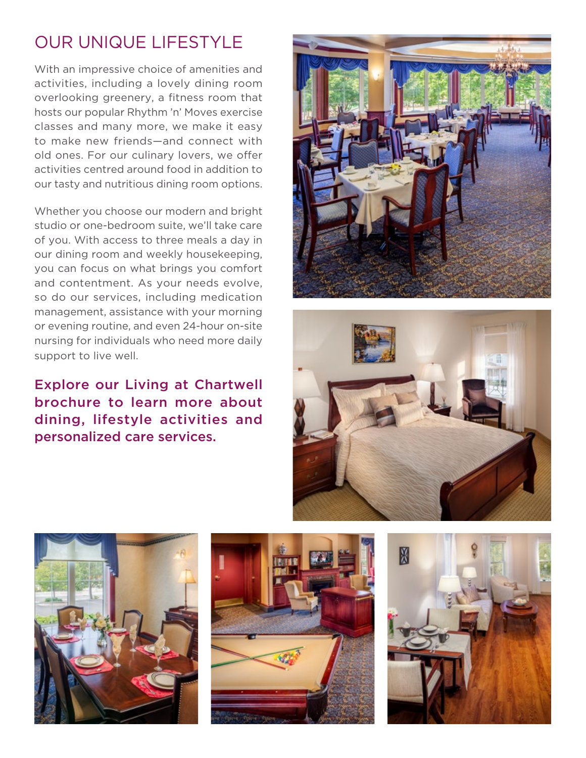# OUR UNIQUE LIFESTYLE

With an impressive choice of amenities and activities, including a lovely dining room overlooking greenery, a fitness room that hosts our popular Rhythm 'n' Moves exercise classes and many more, we make it easy to make new friends—and connect with old ones. For our culinary lovers, we offer activities centred around food in addition to our tasty and nutritious dining room options.

Whether you choose our modern and bright studio or one-bedroom suite, we'll take care of you. With access to three meals a day in our dining room and weekly housekeeping, you can focus on what brings you comfort and contentment. As your needs evolve, so do our services, including medication management, assistance with your morning or evening routine, and even 24-hour on-site nursing for individuals who need more daily support to live well.

**Explore our Living at Chartwell brochure to learn more about dining, lifestyle activities and personalized care services.**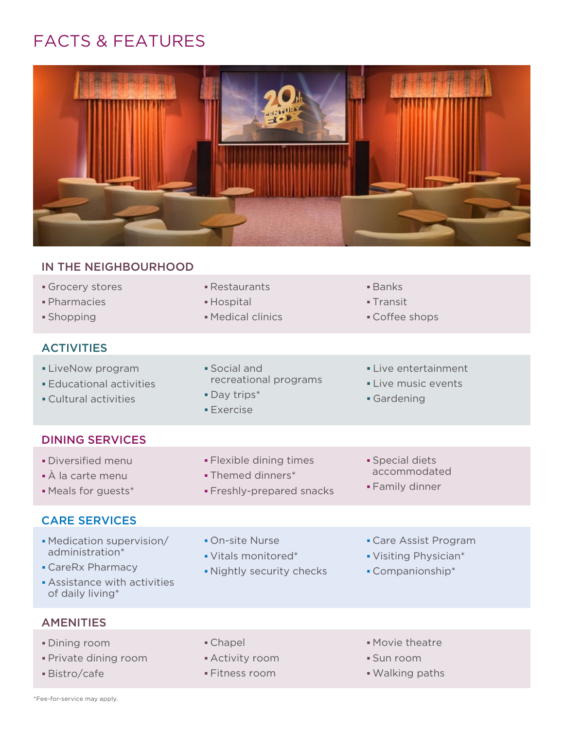# FACTS & FEATURES

## IN THE NEIGHBOURHOOD

- Grocery stores
- Pharmacies
- Shopping
- Restaurants
- Hospital
- Medical clinics
- Banks
- Transit
- Coffee shops

## ACTIVITIES

- LiveNow program
- Educational activities
- Cultural activities
- Social and recreational programs
- Day trips*
- Exercise
- Live entertainment
- Live music events
- Gardening

## DINING SERVICES

- Diversified menu
- À la carte menu
- Meals for guests*
- Flexible dining times
- Themed dinners*
- Freshly-prepared snacks
- Special diets accommodated
- Family dinner

## CARE SERVICES

- Medication supervision/ administration*
- CareRx Pharmacy
- Assistance with activities of daily living*
- On-site Nurse
- Vitals monitored*
- Nightly security checks
- Care Assist Program
- Visiting Physician*
- Companionship*

## AMENITIES

- Dining room
- Private dining room
- Bistro/cafe
- Chapel
- Activity room
- Fitness room
- Movie theatre
- Sun room
- Walking paths

*Fee-for-service may apply.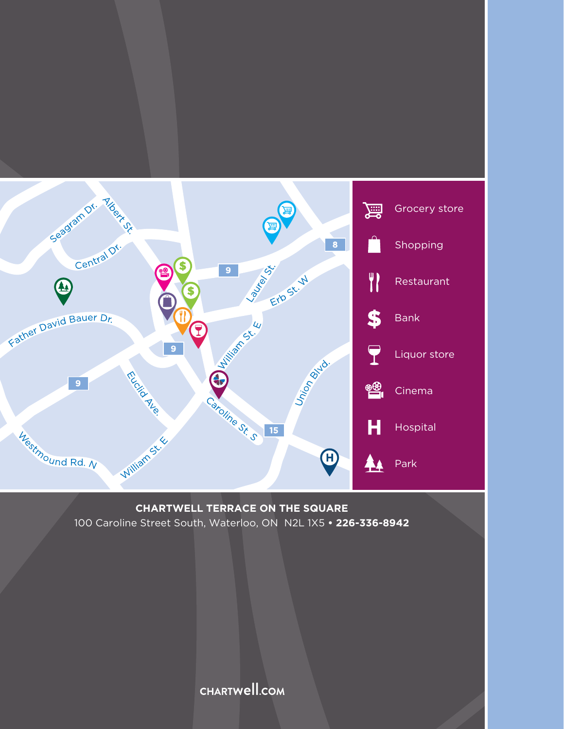Seagram Dr.
Albert St.
Central Dr.
Father David Bauer Dr.
Laurel St.
Erb St. W
William St. E
Euclid Ave.
Caroline St. S
Union Blvd.
Westmound Rd. N
William St. E
9
8
9
9
15

Grocery store
Shopping
Restaurant
Bank
Liquor store
Cinema
Hospital
Park

**CHARTWELL TERRACE ON THE SQUARE**
100 Caroline Street South, Waterloo, ON N2L 1X5 • **226-336-8942**

CHARTWELL.COM